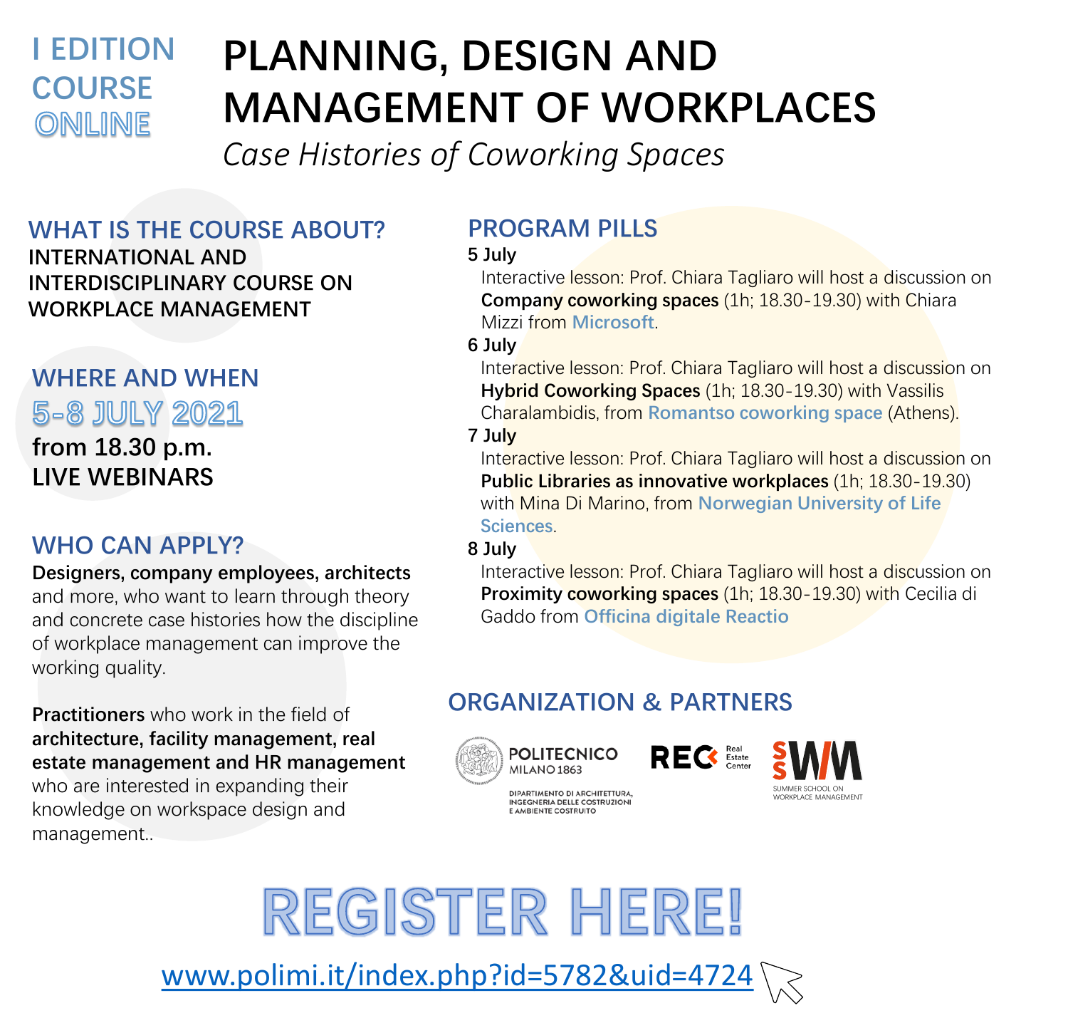I EDITION
COURSE
ONLINE

# PLANNING, DESIGN AND MANAGEMENT OF WORKPLACES

*Case Histories of Coworking Spaces*

## WHAT IS THE COURSE ABOUT?

**INTERNATIONAL AND INTERDISCIPLINARY COURSE ON WORKPLACE MANAGEMENT**

## WHERE AND WHEN

5-8 JULY 2021

**from 18.30 p.m.**
**LIVE WEBINARS**

## WHO CAN APPLY?

**Designers, company employees, architects** and more, who want to learn through theory and concrete case histories how the discipline of workplace management can improve the working quality.

**Practitioners** who work in the field of **architecture, facility management, real estate management and HR management** who are interested in expanding their knowledge on workspace design and management..

## PROGRAM PILLS

**5 July**
Interactive lesson: Prof. Chiara Tagliaro will host a discussion on **Company coworking spaces** (1h; 18.30-19.30) with Chiara Mizzi from Microsoft.

**6 July**
Interactive lesson: Prof. Chiara Tagliaro will host a discussion on **Hybrid Coworking Spaces** (1h; 18.30-19.30) with Vassilis Charalambidis, from Romantso coworking space (Athens).

**7 July**
Interactive lesson: Prof. Chiara Tagliaro will host a discussion on **Public Libraries as innovative workplaces** (1h; 18.30-19.30) with Mina Di Marino, from Norwegian University of Life Sciences.

**8 July**
Interactive lesson: Prof. Chiara Tagliaro will host a discussion on **Proximity coworking spaces** (1h; 18.30-19.30) with Cecilia di Gaddo from Officina digitale Reactio

## ORGANIZATION & PARTNERS

POLITECNICO MILANO 1863 – DIPARTIMENTO DI ARCHITETTURA, INGEGNERIA DELLE COSTRUZIONI E AMBIENTE COSTRUITO

REC Real Estate Center

SSWM SUMMER SCHOOL ON WORKPLACE MANAGEMENT

# REGISTER HERE!

www.polimi.it/index.php?id=5782&uid=4724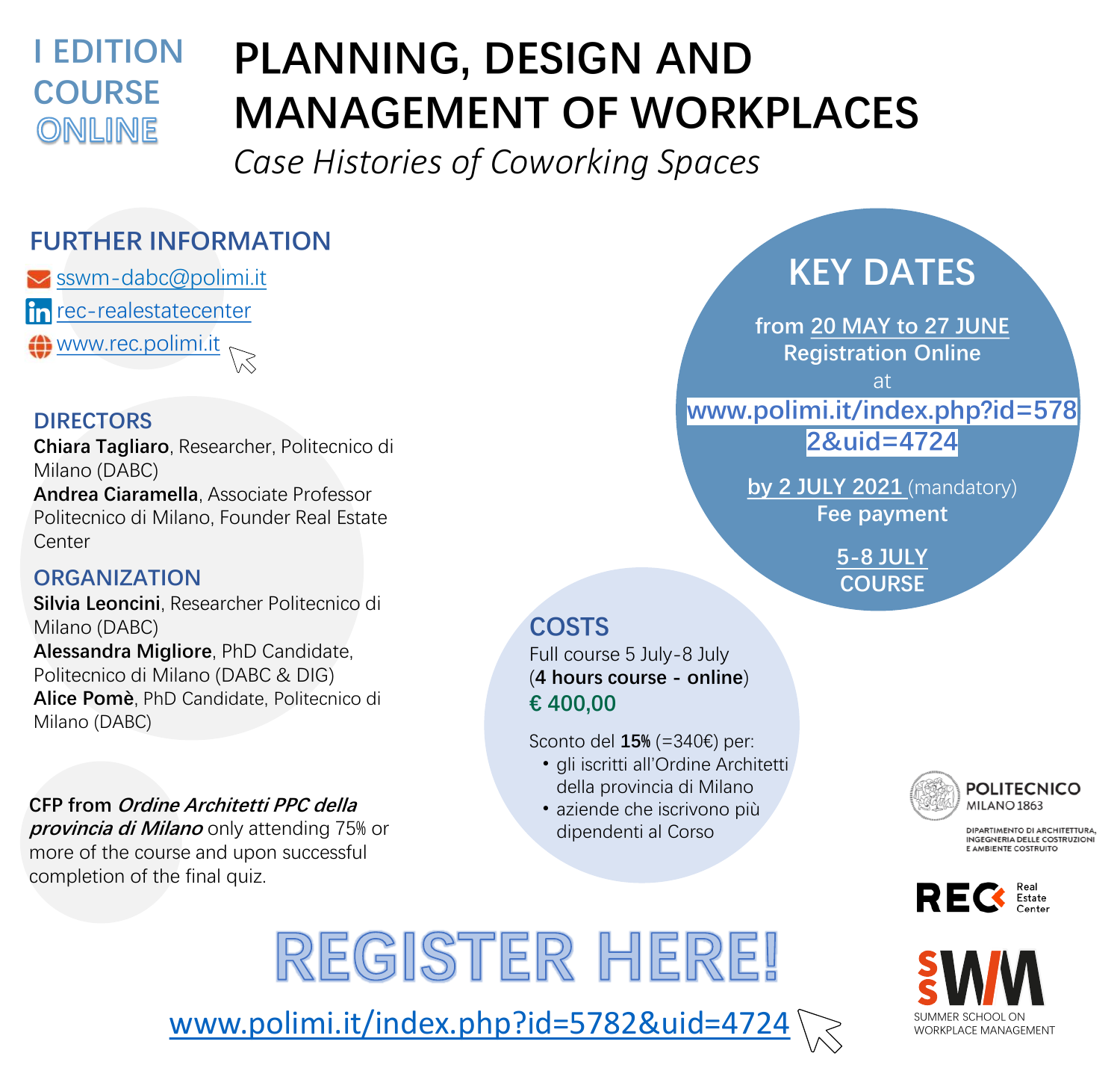I EDITION
COURSE
ONLINE

# PLANNING, DESIGN AND MANAGEMENT OF WORKPLACES

*Case Histories of Coworking Spaces*

## FURTHER INFORMATION

sswm-dabc@polimi.it

rec-realestatecenter

www.rec.polimi.it

## DIRECTORS

**Chiara Tagliaro**, Researcher, Politecnico di Milano (DABC)

**Andrea Ciaramella**, Associate Professor Politecnico di Milano, Founder Real Estate Center

## ORGANIZATION

**Silvia Leoncini**, Researcher Politecnico di Milano (DABC)

**Alessandra Migliore**, PhD Candidate, Politecnico di Milano (DABC & DIG)

**Alice Pomè**, PhD Candidate, Politecnico di Milano (DABC)

CFP from *Ordine Architetti PPC della provincia di Milano* only attending 75% or more of the course and upon successful completion of the final quiz.

## KEY DATES

from 20 MAY to 27 JUNE
**Registration Online**
at
www.polimi.it/index.php?id=5782&uid=4724

by 2 JULY 2021 (mandatory)
**Fee payment**

5-8 JULY
**COURSE**

## COSTS

Full course 5 July-8 July
(**4 hours course - online**)
**€ 400,00**

Sconto del **15%** (=340€) per:

- gli iscritti all'Ordine Architetti della provincia di Milano
- aziende che iscrivono più dipendenti al Corso

POLITECNICO MILANO 1863
DIPARTIMENTO DI ARCHITETTURA, INGEGNERIA DELLE COSTRUZIONI E AMBIENTE COSTRUITO

REC Real Estate Center

SSWM SUMMER SCHOOL ON WORKPLACE MANAGEMENT

# REGISTER HERE!

www.polimi.it/index.php?id=5782&uid=4724